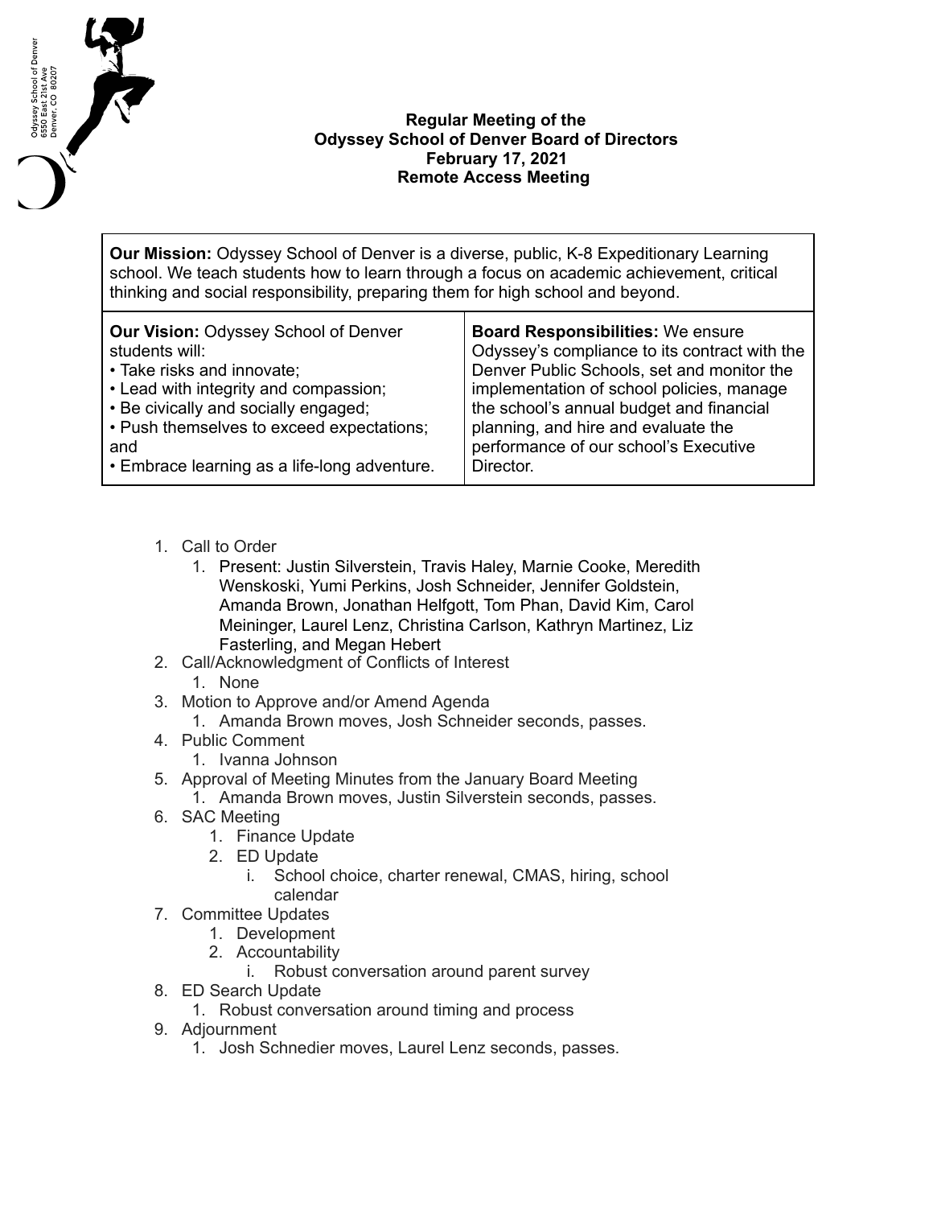Odyssey School of Denver
6550 East 21st Ave
Denver, CO 80207

**Regular Meeting of the**
**Odyssey School of Denver Board of Directors**
**February 17, 2021**
**Remote Access Meeting**

| **Our Mission:** Odyssey School of Denver is a diverse, public, K-8 Expeditionary Learning school. We teach students how to learn through a focus on academic achievement, critical thinking and social responsibility, preparing them for high school and beyond. | |
|---|---|
| **Our Vision:** Odyssey School of Denver students will:<br>• Take risks and innovate;<br>• Lead with integrity and compassion;<br>• Be civically and socially engaged;<br>• Push themselves to exceed expectations; and<br>• Embrace learning as a life-long adventure. | **Board Responsibilities:** We ensure Odyssey's compliance to its contract with the Denver Public Schools, set and monitor the implementation of school policies, manage the school's annual budget and financial planning, and hire and evaluate the performance of our school's Executive Director. |

1. Call to Order
   1. Present: Justin Silverstein, Travis Haley, Marnie Cooke, Meredith Wenskoski, Yumi Perkins, Josh Schneider, Jennifer Goldstein, Amanda Brown, Jonathan Helfgott, Tom Phan, David Kim, Carol Meininger, Laurel Lenz, Christina Carlson, Kathryn Martinez, Liz Fasterling, and Megan Hebert
2. Call/Acknowledgment of Conflicts of Interest
   1. None
3. Motion to Approve and/or Amend Agenda
   1. Amanda Brown moves, Josh Schneider seconds, passes.
4. Public Comment
   1. Ivanna Johnson
5. Approval of Meeting Minutes from the January Board Meeting
   1. Amanda Brown moves, Justin Silverstein seconds, passes.
6. SAC Meeting
   1. Finance Update
   2. ED Update
      i. School choice, charter renewal, CMAS, hiring, school calendar
7. Committee Updates
   1. Development
   2. Accountability
      i. Robust conversation around parent survey
8. ED Search Update
   1. Robust conversation around timing and process
9. Adjournment
   1. Josh Schnedier moves, Laurel Lenz seconds, passes.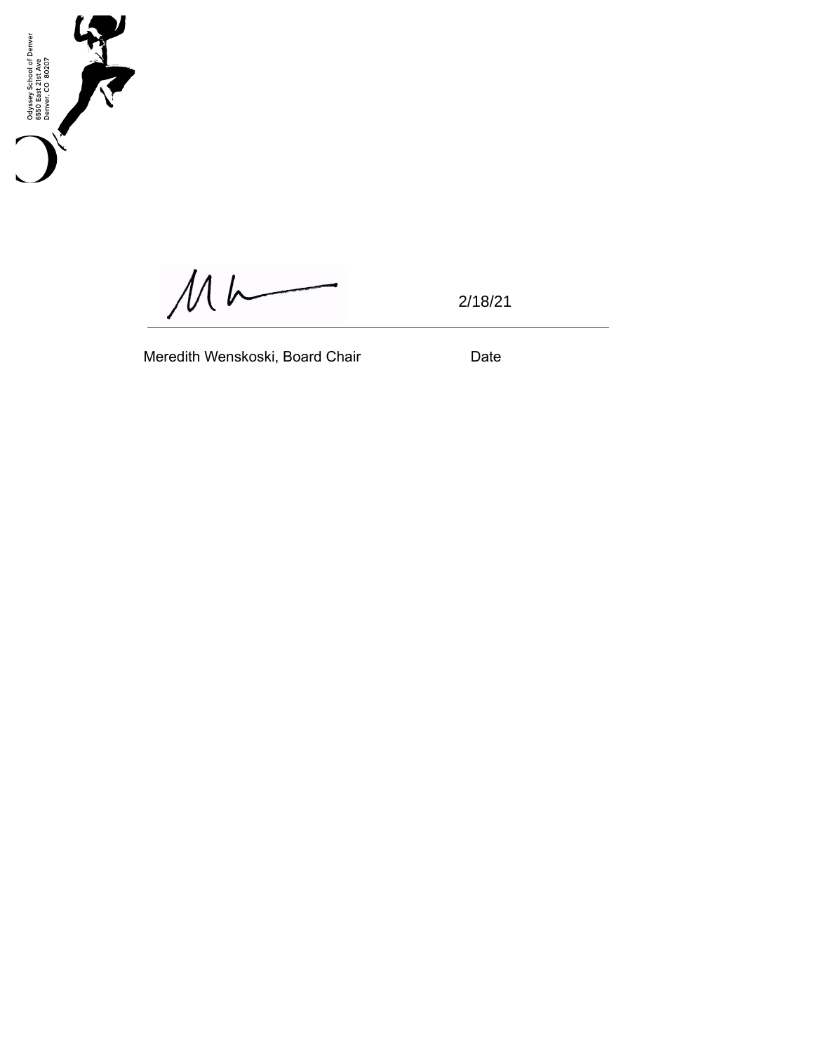Odyssey School of Denver
6550 East 21st Ave
Denver, CO 80207

2/18/21

Meredith Wenskoski, Board Chair    Date